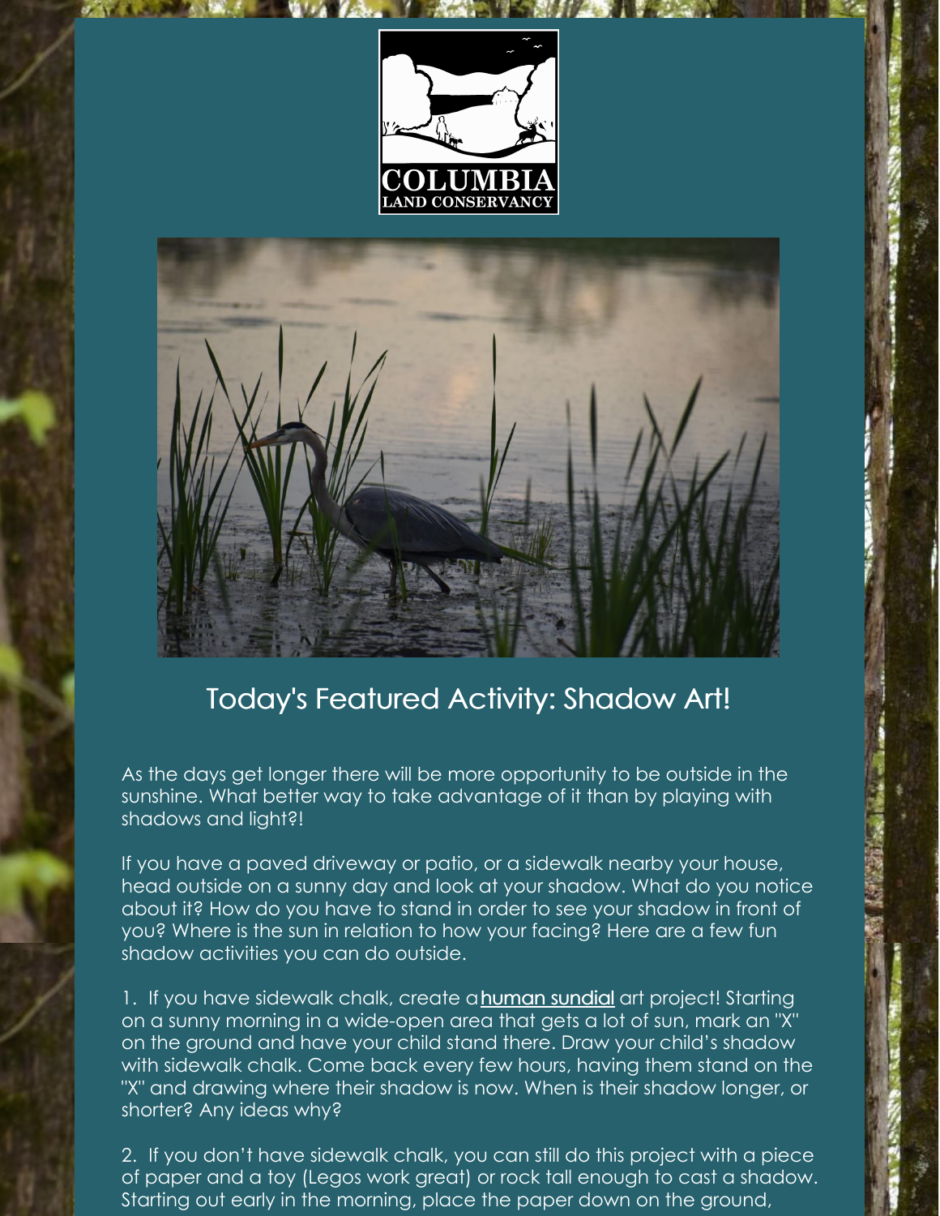COLUMBIA
LAND CONSERVANCY

## Today's Featured Activity: Shadow Art!

As the days get longer there will be more opportunity to be outside in the sunshine. What better way to take advantage of it than by playing with shadows and light?!

If you have a paved driveway or patio, or a sidewalk nearby your house, head outside on a sunny day and look at your shadow. What do you notice about it? How do you have to stand in order to see your shadow in front of you? Where is the sun in relation to how your facing? Here are a few fun shadow activities you can do outside.

1. If you have sidewalk chalk, create a **human sundial** art project! Starting on a sunny morning in a wide-open area that gets a lot of sun, mark an "X" on the ground and have your child stand there. Draw your child's shadow with sidewalk chalk. Come back every few hours, having them stand on the "X" and drawing where their shadow is now. When is their shadow longer, or shorter? Any ideas why?

2. If you don't have sidewalk chalk, you can still do this project with a piece of paper and a toy (Legos work great) or rock tall enough to cast a shadow. Starting out early in the morning, place the paper down on the ground,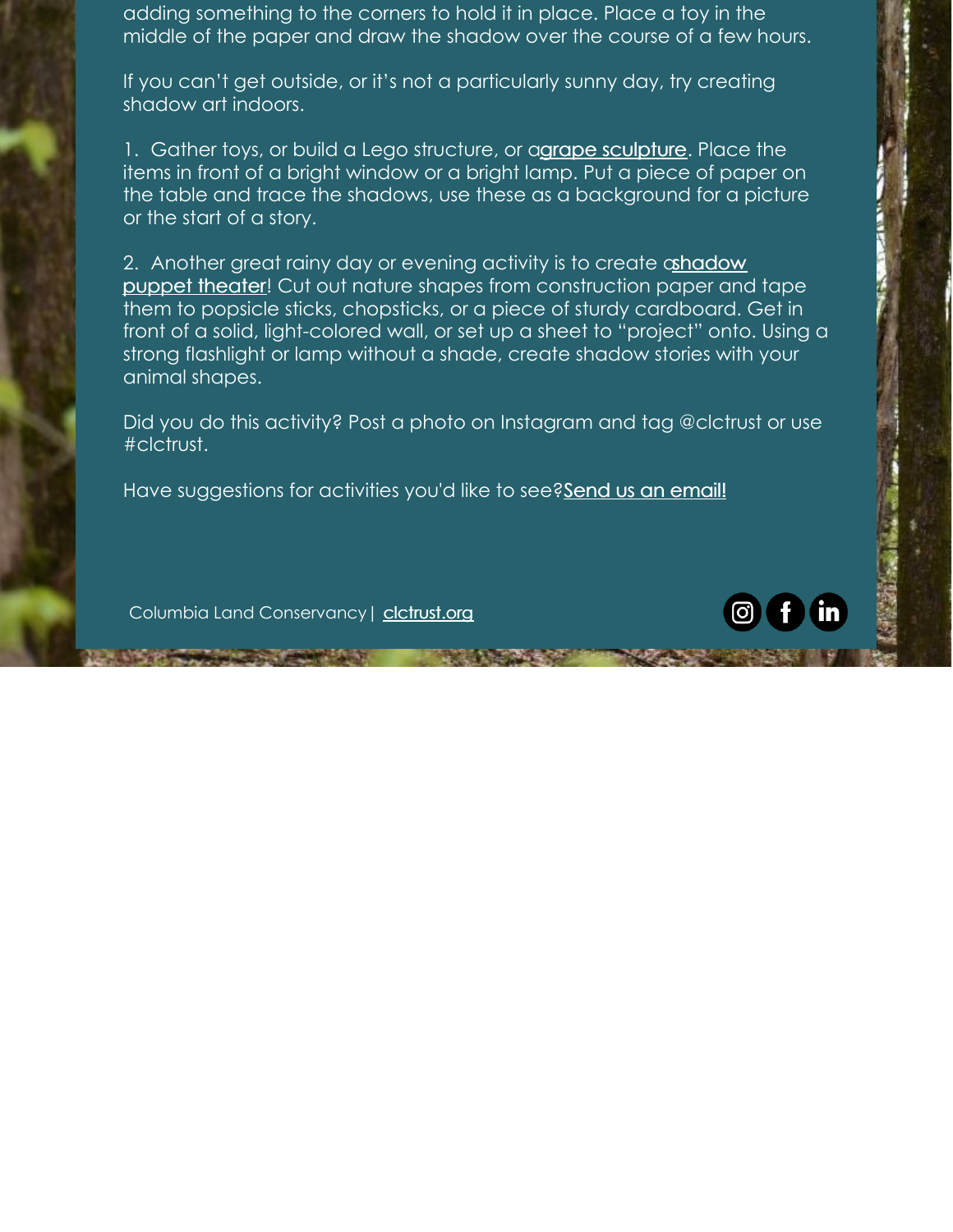adding something to the corners to hold it in place. Place a toy in the middle of the paper and draw the shadow over the course of a few hours.

If you can't get outside, or it's not a particularly sunny day, try creating shadow art indoors.

1. Gather toys, or build a Lego structure, or a grape sculpture. Place the items in front of a bright window or a bright lamp. Put a piece of paper on the table and trace the shadows, use these as a background for a picture or the start of a story.

2. Another great rainy day or evening activity is to create a shadow puppet theater! Cut out nature shapes from construction paper and tape them to popsicle sticks, chopsticks, or a piece of sturdy cardboard. Get in front of a solid, light-colored wall, or set up a sheet to "project" onto. Using a strong flashlight or lamp without a shade, create shadow stories with your animal shapes.

Did you do this activity? Post a photo on Instagram and tag @clctrust or use #clctrust.

Have suggestions for activities you'd like to see? Send us an email!

Columbia Land Conservancy | clctrust.org